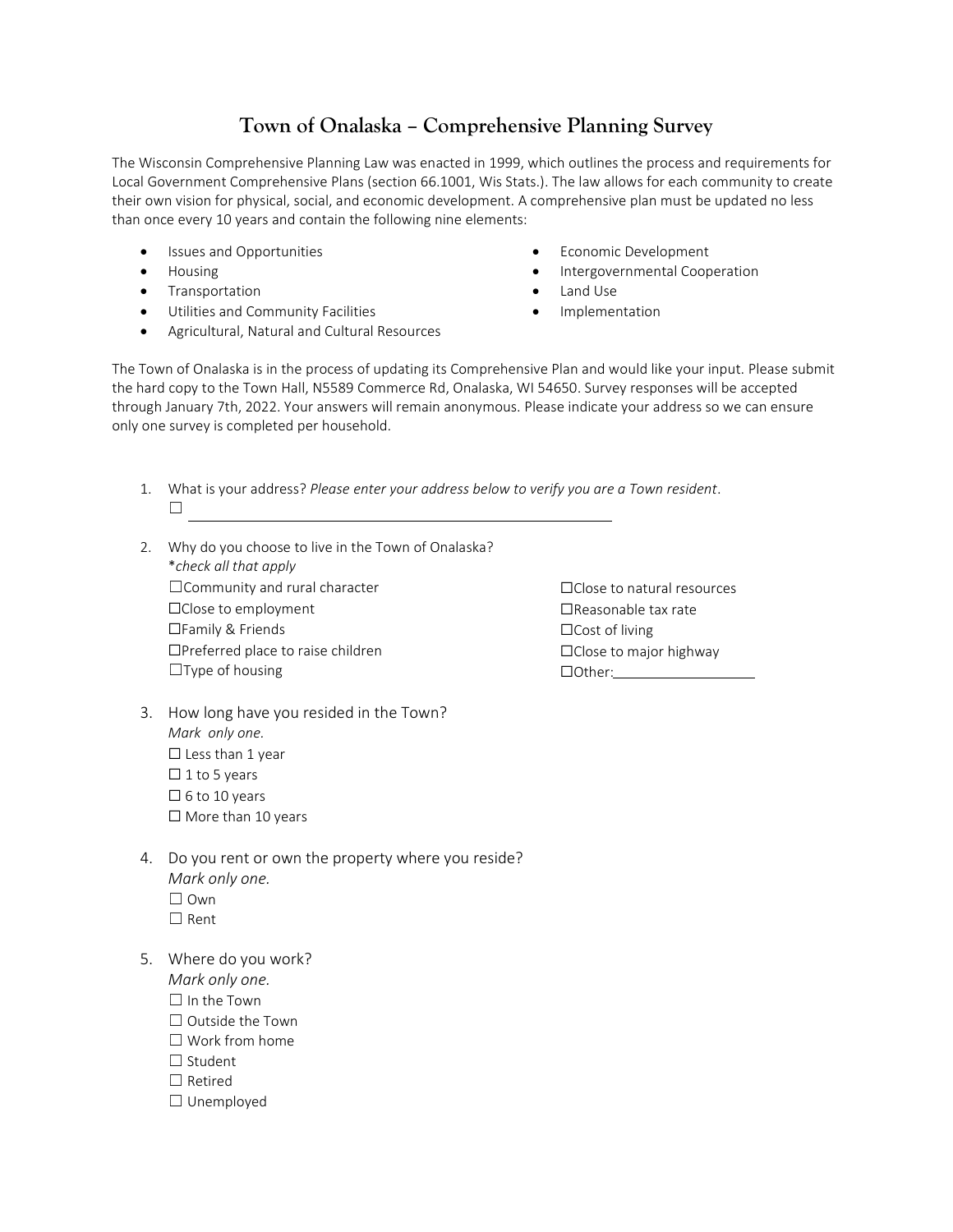# Town of Onalaska – Comprehensive Planning Survey

The Wisconsin Comprehensive Planning Law was enacted in 1999, which outlines the process and requirements for Local Government Comprehensive Plans (section 66.1001, Wis Stats.). The law allows for each community to create their own vision for physical, social, and economic development. A comprehensive plan must be updated no less than once every 10 years and contain the following nine elements:

- Issues and Opportunities
- Housing
- Transportation
- Utilities and Community Facilities
- Agricultural, Natural and Cultural Resources
- Economic Development
- Intergovernmental Cooperation
- Land Use
- Implementation

The Town of Onalaska is in the process of updating its Comprehensive Plan and would like your input. Please submit the hard copy to the Town Hall, N5589 Commerce Rd, Onalaska, WI 54650. Survey responses will be accepted through January 7th, 2022. Your answers will remain anonymous. Please indicate your address so we can ensure only one survey is completed per household.

1. What is your address? *Please enter your address below to verify you are a Town resident*.
   ☐ ______________________________________________

2. Why do you choose to live in the Town of Onalaska?
   \**check all that apply*
   ☐Community and rural character
   ☐Close to employment
   ☐Family & Friends
   ☐Preferred place to raise children
   ☐Type of housing
   ☐Close to natural resources
   ☐Reasonable tax rate
   ☐Cost of living
   ☐Close to major highway
   ☐Other:__________________

3. How long have you resided in the Town?
   *Mark only one.*
   ☐ Less than 1 year
   ☐ 1 to 5 years
   ☐ 6 to 10 years
   ☐ More than 10 years

4. Do you rent or own the property where you reside?
   *Mark only one.*
   ☐ Own
   ☐ Rent

5. Where do you work?
   *Mark only one.*
   ☐ In the Town
   ☐ Outside the Town
   ☐ Work from home
   ☐ Student
   ☐ Retired
   ☐ Unemployed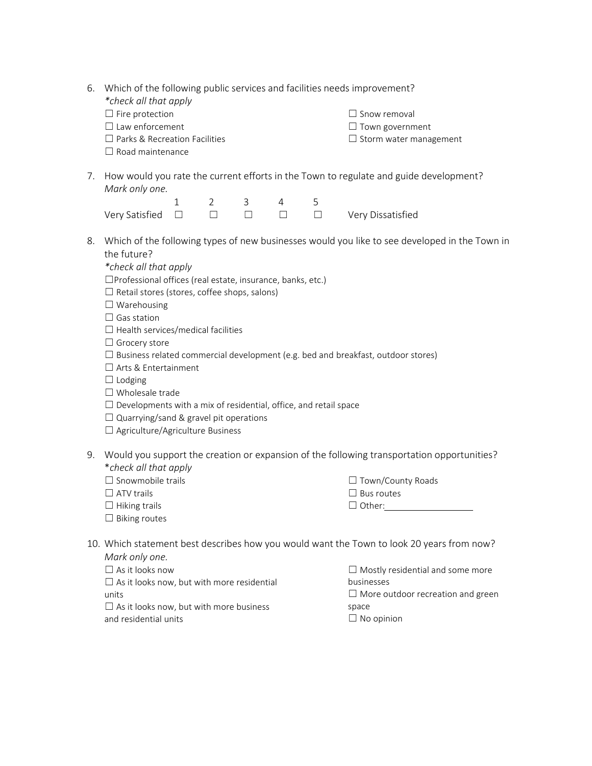6. Which of the following public services and facilities needs improvement?
   *\*check all that apply*

   ☐ Fire protection
   ☐ Law enforcement
   ☐ Parks & Recreation Facilities
   ☐ Road maintenance
   ☐ Snow removal
   ☐ Town government
   ☐ Storm water management

7. How would you rate the current efforts in the Town to regulate and guide development?
   *Mark only one.*

   |  | 1 | 2 | 3 | 4 | 5 |  |
   |---|---|---|---|---|---|---|
   | Very Satisfied | ☐ | ☐ | ☐ | ☐ | ☐ | Very Dissatisfied |

8. Which of the following types of new businesses would you like to see developed in the Town in the future?
   *\*check all that apply*

   ☐Professional offices (real estate, insurance, banks, etc.)
   ☐ Retail stores (stores, coffee shops, salons)
   ☐ Warehousing
   ☐ Gas station
   ☐ Health services/medical facilities
   ☐ Grocery store
   ☐ Business related commercial development (e.g. bed and breakfast, outdoor stores)
   ☐ Arts & Entertainment
   ☐ Lodging
   ☐ Wholesale trade
   ☐ Developments with a mix of residential, office, and retail space
   ☐ Quarrying/sand & gravel pit operations
   ☐ Agriculture/Agriculture Business

9. Would you support the creation or expansion of the following transportation opportunities?
   \**check all that apply*

   ☐ Snowmobile trails
   ☐ ATV trails
   ☐ Hiking trails
   ☐ Biking routes
   ☐ Town/County Roads
   ☐ Bus routes
   ☐ Other:\_\_\_\_\_\_\_\_\_\_\_\_\_\_\_\_

10. Which statement best describes how you would want the Town to look 20 years from now?
    *Mark only one.*

    ☐ As it looks now
    ☐ As it looks now, but with more residential units
    ☐ As it looks now, but with more business and residential units
    ☐ Mostly residential and some more businesses
    ☐ More outdoor recreation and green space
    ☐ No opinion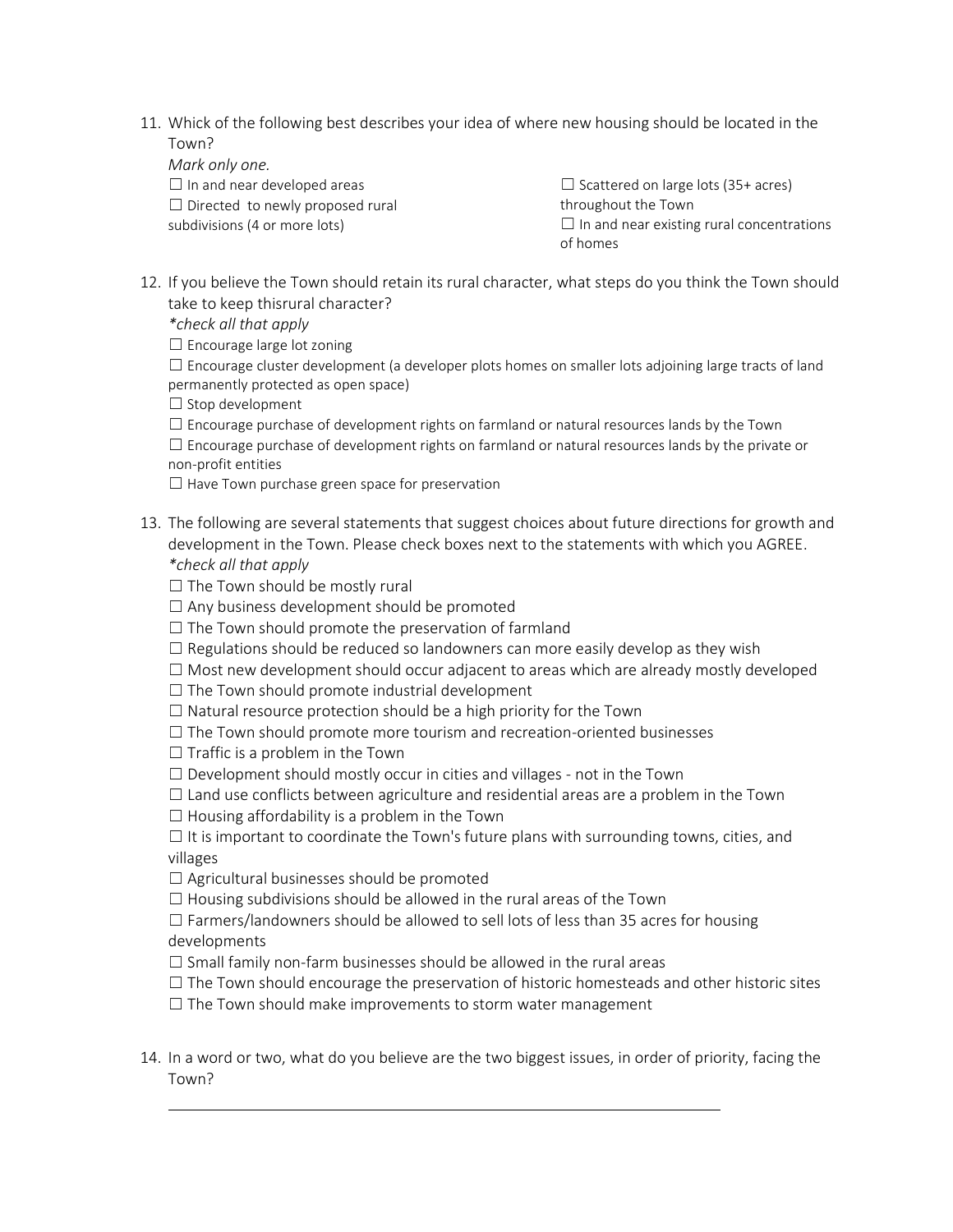11. Whick of the following best describes your idea of where new housing should be located in the Town?
    *Mark only one.*
    ☐ In and near developed areas
    ☐ Directed to newly proposed rural subdivisions (4 or more lots)
    ☐ Scattered on large lots (35+ acres) throughout the Town
    ☐ In and near existing rural concentrations of homes

12. If you believe the Town should retain its rural character, what steps do you think the Town should take to keep thisrural character?
    **check all that apply*
    ☐ Encourage large lot zoning
    ☐ Encourage cluster development (a developer plots homes on smaller lots adjoining large tracts of land permanently protected as open space)
    ☐ Stop development
    ☐ Encourage purchase of development rights on farmland or natural resources lands by the Town
    ☐ Encourage purchase of development rights on farmland or natural resources lands by the private or non-profit entities
    ☐ Have Town purchase green space for preservation

13. The following are several statements that suggest choices about future directions for growth and development in the Town. Please check boxes next to the statements with which you AGREE.
    **check all that apply*
    ☐ The Town should be mostly rural
    ☐ Any business development should be promoted
    ☐ The Town should promote the preservation of farmland
    ☐ Regulations should be reduced so landowners can more easily develop as they wish
    ☐ Most new development should occur adjacent to areas which are already mostly developed
    ☐ The Town should promote industrial development
    ☐ Natural resource protection should be a high priority for the Town
    ☐ The Town should promote more tourism and recreation-oriented businesses
    ☐ Traffic is a problem in the Town
    ☐ Development should mostly occur in cities and villages - not in the Town
    ☐ Land use conflicts between agriculture and residential areas are a problem in the Town
    ☐ Housing affordability is a problem in the Town
    ☐ It is important to coordinate the Town's future plans with surrounding towns, cities, and villages
    ☐ Agricultural businesses should be promoted
    ☐ Housing subdivisions should be allowed in the rural areas of the Town
    ☐ Farmers/landowners should be allowed to sell lots of less than 35 acres for housing developments
    ☐ Small family non-farm businesses should be allowed in the rural areas
    ☐ The Town should encourage the preservation of historic homesteads and other historic sites
    ☐ The Town should make improvements to storm water management

14. In a word or two, what do you believe are the two biggest issues, in order of priority, facing the Town?

    ______________________________________________________________